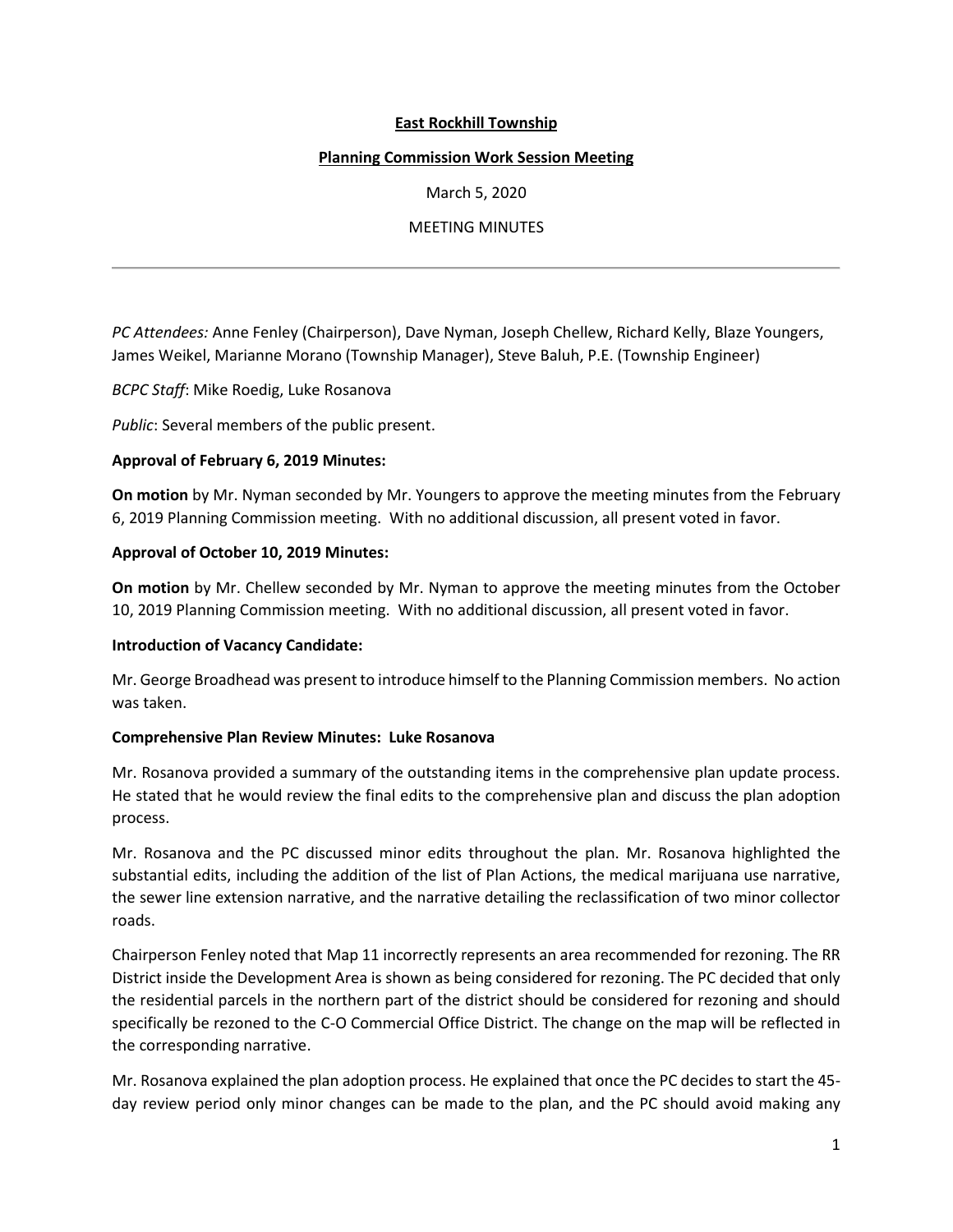**East Rockhill Township**

**Planning Commission Work Session Meeting**

March 5, 2020

MEETING MINUTES

---

*PC Attendees:* Anne Fenley (Chairperson), Dave Nyman, Joseph Chellew, Richard Kelly, Blaze Youngers, James Weikel, Marianne Morano (Township Manager), Steve Baluh, P.E. (Township Engineer)

*BCPC Staff*: Mike Roedig, Luke Rosanova

*Public*: Several members of the public present.

**Approval of February 6, 2019 Minutes:**

**On motion** by Mr. Nyman seconded by Mr. Youngers to approve the meeting minutes from the February 6, 2019 Planning Commission meeting. With no additional discussion, all present voted in favor.

**Approval of October 10, 2019 Minutes:**

**On motion** by Mr. Chellew seconded by Mr. Nyman to approve the meeting minutes from the October 10, 2019 Planning Commission meeting. With no additional discussion, all present voted in favor.

**Introduction of Vacancy Candidate:**

Mr. George Broadhead was present to introduce himself to the Planning Commission members. No action was taken.

**Comprehensive Plan Review Minutes: Luke Rosanova**

Mr. Rosanova provided a summary of the outstanding items in the comprehensive plan update process. He stated that he would review the final edits to the comprehensive plan and discuss the plan adoption process.

Mr. Rosanova and the PC discussed minor edits throughout the plan. Mr. Rosanova highlighted the substantial edits, including the addition of the list of Plan Actions, the medical marijuana use narrative, the sewer line extension narrative, and the narrative detailing the reclassification of two minor collector roads.

Chairperson Fenley noted that Map 11 incorrectly represents an area recommended for rezoning. The RR District inside the Development Area is shown as being considered for rezoning. The PC decided that only the residential parcels in the northern part of the district should be considered for rezoning and should specifically be rezoned to the C-O Commercial Office District. The change on the map will be reflected in the corresponding narrative.

Mr. Rosanova explained the plan adoption process. He explained that once the PC decides to start the 45-day review period only minor changes can be made to the plan, and the PC should avoid making any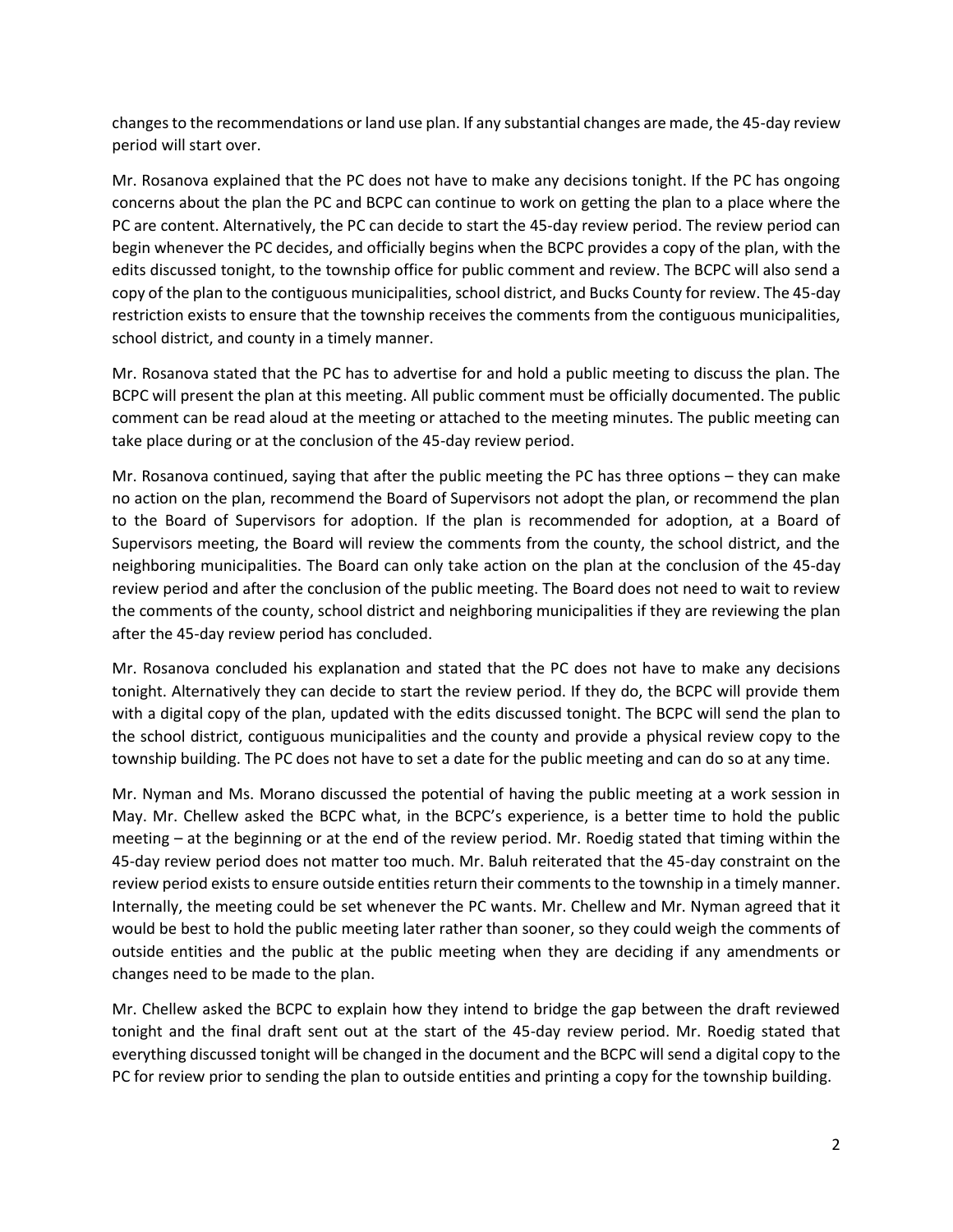changes to the recommendations or land use plan. If any substantial changes are made, the 45-day review period will start over.

Mr. Rosanova explained that the PC does not have to make any decisions tonight. If the PC has ongoing concerns about the plan the PC and BCPC can continue to work on getting the plan to a place where the PC are content. Alternatively, the PC can decide to start the 45-day review period. The review period can begin whenever the PC decides, and officially begins when the BCPC provides a copy of the plan, with the edits discussed tonight, to the township office for public comment and review. The BCPC will also send a copy of the plan to the contiguous municipalities, school district, and Bucks County for review. The 45-day restriction exists to ensure that the township receives the comments from the contiguous municipalities, school district, and county in a timely manner.

Mr. Rosanova stated that the PC has to advertise for and hold a public meeting to discuss the plan. The BCPC will present the plan at this meeting. All public comment must be officially documented. The public comment can be read aloud at the meeting or attached to the meeting minutes. The public meeting can take place during or at the conclusion of the 45-day review period.

Mr. Rosanova continued, saying that after the public meeting the PC has three options – they can make no action on the plan, recommend the Board of Supervisors not adopt the plan, or recommend the plan to the Board of Supervisors for adoption. If the plan is recommended for adoption, at a Board of Supervisors meeting, the Board will review the comments from the county, the school district, and the neighboring municipalities. The Board can only take action on the plan at the conclusion of the 45-day review period and after the conclusion of the public meeting. The Board does not need to wait to review the comments of the county, school district and neighboring municipalities if they are reviewing the plan after the 45-day review period has concluded.

Mr. Rosanova concluded his explanation and stated that the PC does not have to make any decisions tonight. Alternatively they can decide to start the review period. If they do, the BCPC will provide them with a digital copy of the plan, updated with the edits discussed tonight. The BCPC will send the plan to the school district, contiguous municipalities and the county and provide a physical review copy to the township building. The PC does not have to set a date for the public meeting and can do so at any time.

Mr. Nyman and Ms. Morano discussed the potential of having the public meeting at a work session in May. Mr. Chellew asked the BCPC what, in the BCPC's experience, is a better time to hold the public meeting – at the beginning or at the end of the review period. Mr. Roedig stated that timing within the 45-day review period does not matter too much. Mr. Baluh reiterated that the 45-day constraint on the review period exists to ensure outside entities return their comments to the township in a timely manner. Internally, the meeting could be set whenever the PC wants. Mr. Chellew and Mr. Nyman agreed that it would be best to hold the public meeting later rather than sooner, so they could weigh the comments of outside entities and the public at the public meeting when they are deciding if any amendments or changes need to be made to the plan.

Mr. Chellew asked the BCPC to explain how they intend to bridge the gap between the draft reviewed tonight and the final draft sent out at the start of the 45-day review period. Mr. Roedig stated that everything discussed tonight will be changed in the document and the BCPC will send a digital copy to the PC for review prior to sending the plan to outside entities and printing a copy for the township building.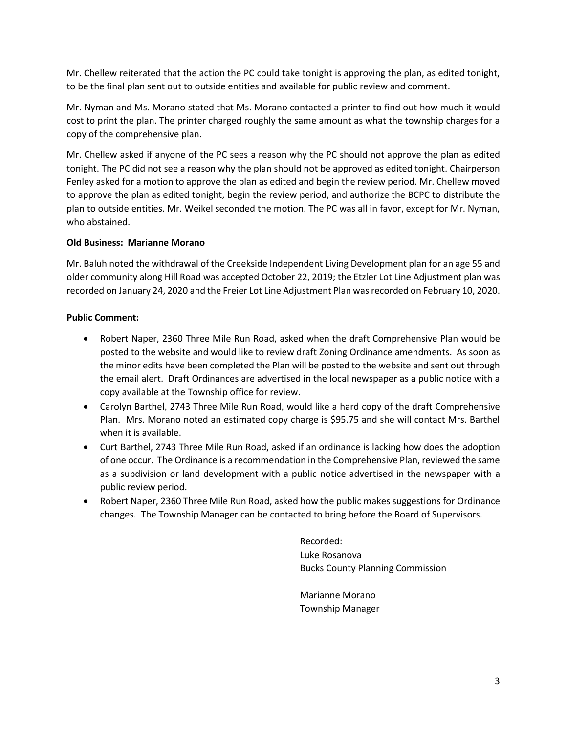Mr. Chellew reiterated that the action the PC could take tonight is approving the plan, as edited tonight, to be the final plan sent out to outside entities and available for public review and comment.

Mr. Nyman and Ms. Morano stated that Ms. Morano contacted a printer to find out how much it would cost to print the plan. The printer charged roughly the same amount as what the township charges for a copy of the comprehensive plan.

Mr. Chellew asked if anyone of the PC sees a reason why the PC should not approve the plan as edited tonight. The PC did not see a reason why the plan should not be approved as edited tonight. Chairperson Fenley asked for a motion to approve the plan as edited and begin the review period. Mr. Chellew moved to approve the plan as edited tonight, begin the review period, and authorize the BCPC to distribute the plan to outside entities. Mr. Weikel seconded the motion. The PC was all in favor, except for Mr. Nyman, who abstained.

**Old Business: Marianne Morano**

Mr. Baluh noted the withdrawal of the Creekside Independent Living Development plan for an age 55 and older community along Hill Road was accepted October 22, 2019; the Etzler Lot Line Adjustment plan was recorded on January 24, 2020 and the Freier Lot Line Adjustment Plan was recorded on February 10, 2020.

**Public Comment:**

- Robert Naper, 2360 Three Mile Run Road, asked when the draft Comprehensive Plan would be posted to the website and would like to review draft Zoning Ordinance amendments. As soon as the minor edits have been completed the Plan will be posted to the website and sent out through the email alert. Draft Ordinances are advertised in the local newspaper as a public notice with a copy available at the Township office for review.
- Carolyn Barthel, 2743 Three Mile Run Road, would like a hard copy of the draft Comprehensive Plan. Mrs. Morano noted an estimated copy charge is $95.75 and she will contact Mrs. Barthel when it is available.
- Curt Barthel, 2743 Three Mile Run Road, asked if an ordinance is lacking how does the adoption of one occur. The Ordinance is a recommendation in the Comprehensive Plan, reviewed the same as a subdivision or land development with a public notice advertised in the newspaper with a public review period.
- Robert Naper, 2360 Three Mile Run Road, asked how the public makes suggestions for Ordinance changes. The Township Manager can be contacted to bring before the Board of Supervisors.

Recorded:
Luke Rosanova
Bucks County Planning Commission

Marianne Morano
Township Manager